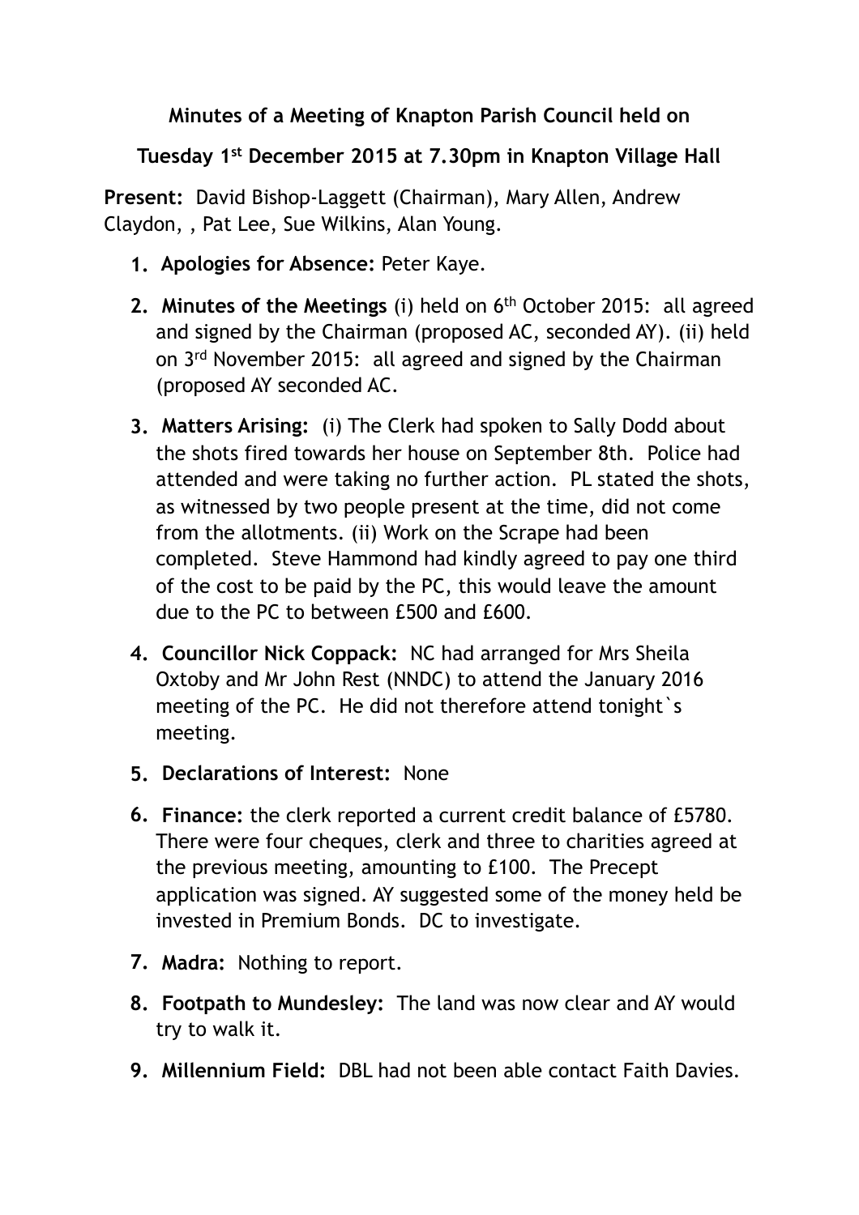**Minutes of a Meeting of Knapton Parish Council held on**

**Tuesday 1st December 2015 at 7.30pm in Knapton Village Hall**

**Present:** David Bishop-Laggett (Chairman), Mary Allen, Andrew Claydon, , Pat Lee, Sue Wilkins, Alan Young.

1. **Apologies for Absence:** Peter Kaye.
2. **Minutes of the Meetings** (i) held on 6th October 2015: all agreed and signed by the Chairman (proposed AC, seconded AY). (ii) held on 3rd November 2015: all agreed and signed by the Chairman (proposed AY seconded AC.
3. **Matters Arising:** (i) The Clerk had spoken to Sally Dodd about the shots fired towards her house on September 8th. Police had attended and were taking no further action. PL stated the shots, as witnessed by two people present at the time, did not come from the allotments. (ii) Work on the Scrape had been completed. Steve Hammond had kindly agreed to pay one third of the cost to be paid by the PC, this would leave the amount due to the PC to between £500 and £600.
4. **Councillor Nick Coppack:** NC had arranged for Mrs Sheila Oxtoby and Mr John Rest (NNDC) to attend the January 2016 meeting of the PC. He did not therefore attend tonight`s meeting.
5. **Declarations of Interest:** None
6. **Finance:** the clerk reported a current credit balance of £5780. There were four cheques, clerk and three to charities agreed at the previous meeting, amounting to £100. The Precept application was signed. AY suggested some of the money held be invested in Premium Bonds. DC to investigate.
7. **Madra:** Nothing to report.
8. **Footpath to Mundesley:** The land was now clear and AY would try to walk it.
9. **Millennium Field:** DBL had not been able contact Faith Davies.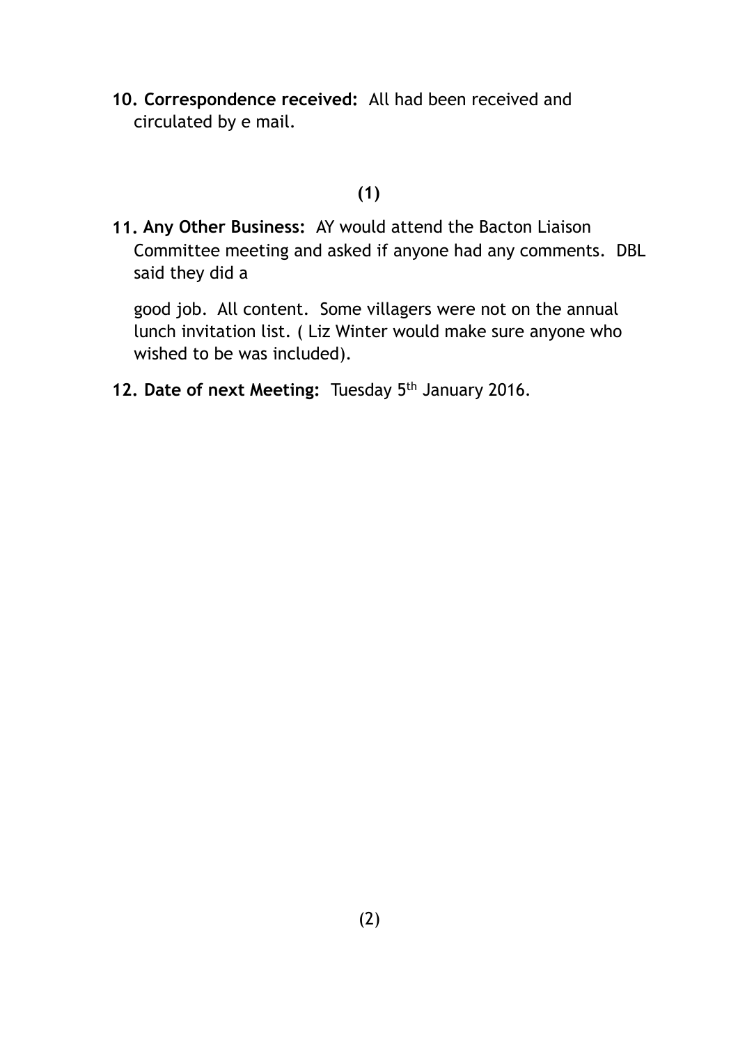**10. Correspondence received:** All had been received and circulated by e mail.

**11. Any Other Business:** AY would attend the Bacton Liaison Committee meeting and asked if anyone had any comments. DBL said they did a

good job. All content. Some villagers were not on the annual lunch invitation list. ( Liz Winter would make sure anyone who wished to be was included).

**12. Date of next Meeting:** Tuesday 5th January 2016.